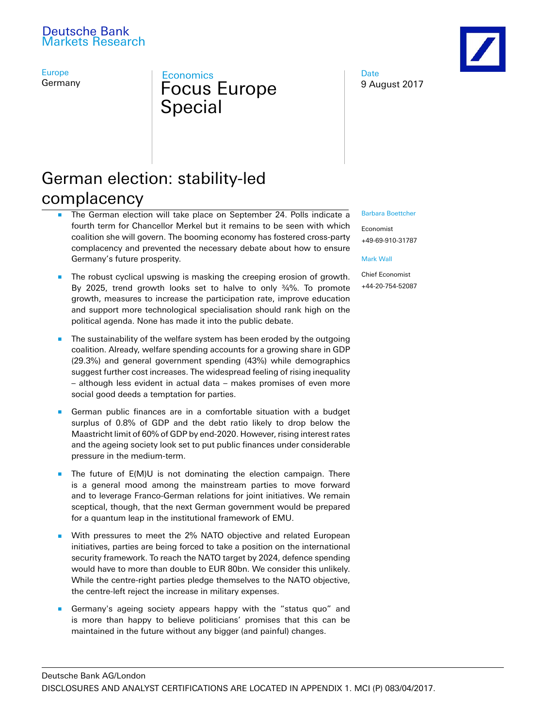Deutsche Bank
Markets Research

Europe
Germany

Economics
# Focus Europe Special

Date
9 August 2017

## German election: stability-led complacency

Barbara Boettcher

Economist

+49-69-910-31787

Mark Wall

Chief Economist

+44-20-754-52087

- The German election will take place on September 24. Polls indicate a fourth term for Chancellor Merkel but it remains to be seen with which coalition she will govern. The booming economy has fostered cross-party complacency and prevented the necessary debate about how to ensure Germany's future prosperity.
- The robust cyclical upswing is masking the creeping erosion of growth. By 2025, trend growth looks set to halve to only ¾%. To promote growth, measures to increase the participation rate, improve education and support more technological specialisation should rank high on the political agenda. None has made it into the public debate.
- The sustainability of the welfare system has been eroded by the outgoing coalition. Already, welfare spending accounts for a growing share in GDP (29.3%) and general government spending (43%) while demographics suggest further cost increases. The widespread feeling of rising inequality – although less evident in actual data – makes promises of even more social good deeds a temptation for parties.
- German public finances are in a comfortable situation with a budget surplus of 0.8% of GDP and the debt ratio likely to drop below the Maastricht limit of 60% of GDP by end-2020. However, rising interest rates and the ageing society look set to put public finances under considerable pressure in the medium-term.
- The future of E(M)U is not dominating the election campaign. There is a general mood among the mainstream parties to move forward and to leverage Franco-German relations for joint initiatives. We remain sceptical, though, that the next German government would be prepared for a quantum leap in the institutional framework of EMU.
- With pressures to meet the 2% NATO objective and related European initiatives, parties are being forced to take a position on the international security framework. To reach the NATO target by 2024, defence spending would have to more than double to EUR 80bn. We consider this unlikely. While the centre-right parties pledge themselves to the NATO objective, the centre-left reject the increase in military expenses.
- Germany's ageing society appears happy with the "status quo" and is more than happy to believe politicians' promises that this can be maintained in the future without any bigger (and painful) changes.

Deutsche Bank AG/London

DISCLOSURES AND ANALYST CERTIFICATIONS ARE LOCATED IN APPENDIX 1. MCI (P) 083/04/2017.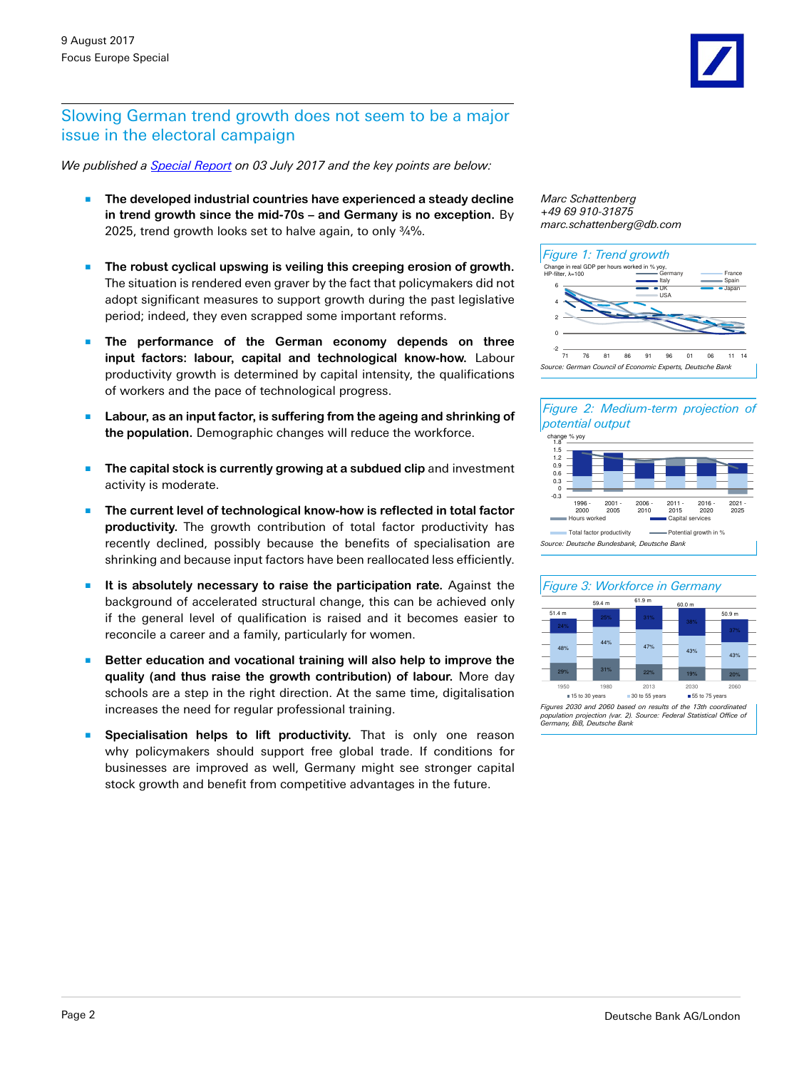## Slowing German trend growth does not seem to be a major issue in the electoral campaign

*We published a Special Report on 03 July 2017 and the key points are below:*

- **The developed industrial countries have experienced a steady decline in trend growth since the mid-70s – and Germany is no exception.** By 2025, trend growth looks set to halve again, to only ¾%.

- **The robust cyclical upswing is veiling this creeping erosion of growth.** The situation is rendered even graver by the fact that policymakers did not adopt significant measures to support growth during the past legislative period; indeed, they even scrapped some important reforms.

- **The performance of the German economy depends on three input factors: labour, capital and technological know-how.** Labour productivity growth is determined by capital intensity, the qualifications of workers and the pace of technological progress.

- **Labour, as an input factor, is suffering from the ageing and shrinking of the population.** Demographic changes will reduce the workforce.

- **The capital stock is currently growing at a subdued clip** and investment activity is moderate.

- **The current level of technological know-how is reflected in total factor productivity.** The growth contribution of total factor productivity has recently declined, possibly because the benefits of specialisation are shrinking and because input factors have been reallocated less efficiently.

- **It is absolutely necessary to raise the participation rate.** Against the background of accelerated structural change, this can be achieved only if the general level of qualification is raised and it becomes easier to reconcile a career and a family, particularly for women.

- **Better education and vocational training will also help to improve the quality (and thus raise the growth contribution) of labour.** More day schools are a step in the right direction. At the same time, digitalisation increases the need for regular professional training.

- **Specialisation helps to lift productivity.** That is only one reason why policymakers should support free global trade. If conditions for businesses are improved as well, Germany might see stronger capital stock growth and benefit from competitive advantages in the future.

*Marc Schattenberg*
*+49 69 910-31875*
*marc.schattenberg@db.com*

*Figure 1: Trend growth*

*Source: German Council of Economic Experts, Deutsche Bank*

*Figure 2: Medium-term projection of potential output*

*Source: Deutsche Bundesbank, Deutsche Bank*

*Figure 3: Workforce in Germany*

| | 1950 | 1980 | 2013 | 2030 | 2060 |
|---|---|---|---|---|---|
| Total | 51.4 m | 59.4 m | 61.9 m | 60.0 m | 50.9 m |
| 55 to 75 years | 24% | 25% | 31% | 38% | 37% |
| 30 to 55 years | 48% | 44% | 47% | 43% | 43% |
| 15 to 30 years | 29% | 31% | 22% | 19% | 20% |

*Figures 2030 and 2060 based on results of the 13th coordinated population projection (var. 2). Source: Federal Statistical Office of Germany, BiB, Deutsche Bank*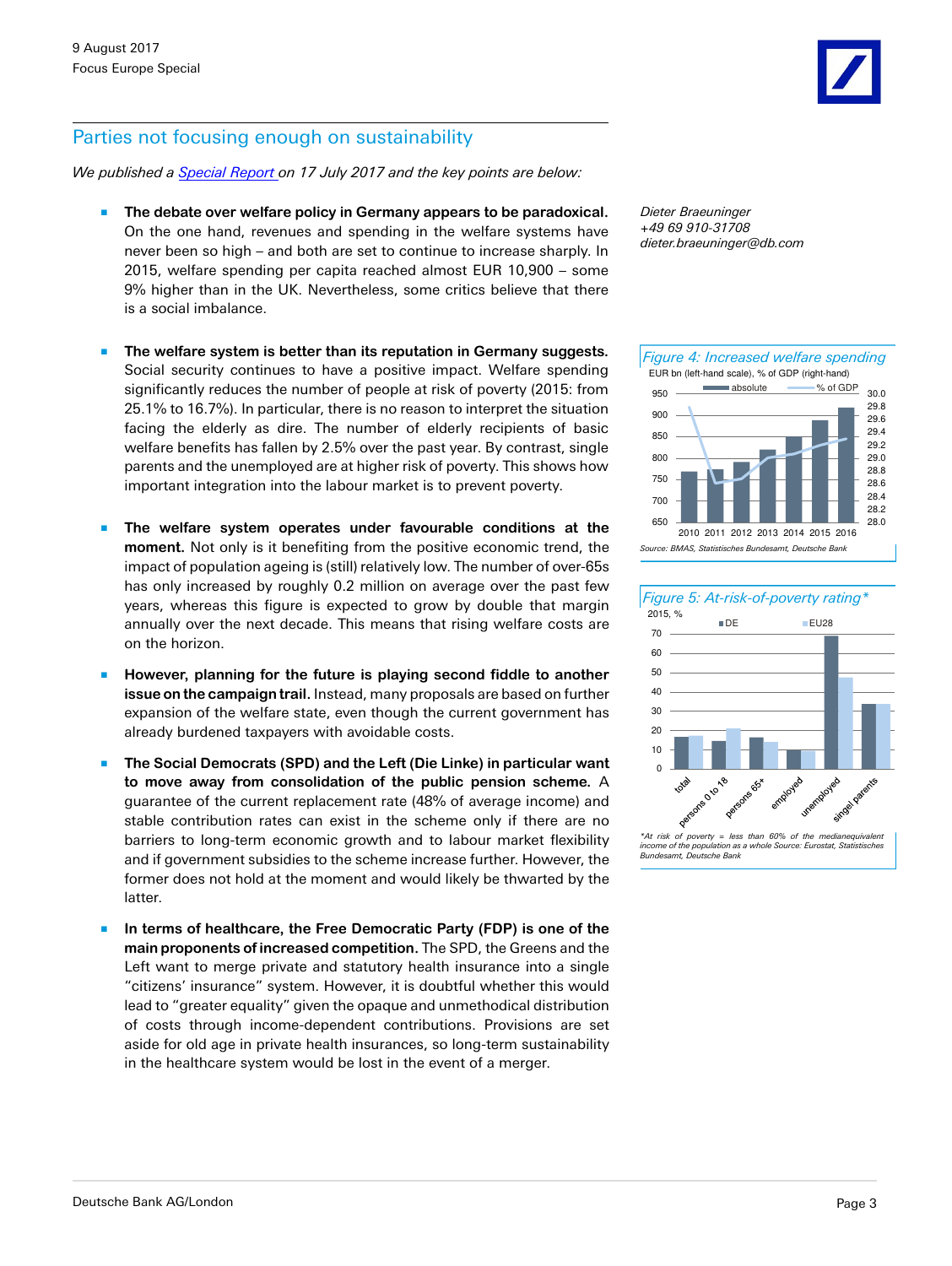## Parties not focusing enough on sustainability

*We published a [Special Report](#) on 17 July 2017 and the key points are below:*

- **The debate over welfare policy in Germany appears to be paradoxical.** On the one hand, revenues and spending in the welfare systems have never been so high – and both are set to continue to increase sharply. In 2015, welfare spending per capita reached almost EUR 10,900 – some 9% higher than in the UK. Nevertheless, some critics believe that there is a social imbalance.
- **The welfare system is better than its reputation in Germany suggests.** Social security continues to have a positive impact. Welfare spending significantly reduces the number of people at risk of poverty (2015: from 25.1% to 16.7%). In particular, there is no reason to interpret the situation facing the elderly as dire. The number of elderly recipients of basic welfare benefits has fallen by 2.5% over the past year. By contrast, single parents and the unemployed are at higher risk of poverty. This shows how important integration into the labour market is to prevent poverty.
- **The welfare system operates under favourable conditions at the moment.** Not only is it benefiting from the positive economic trend, the impact of population ageing is (still) relatively low. The number of over-65s has only increased by roughly 0.2 million on average over the past few years, whereas this figure is expected to grow by double that margin annually over the next decade. This means that rising welfare costs are on the horizon.
- **However, planning for the future is playing second fiddle to another issue on the campaign trail.** Instead, many proposals are based on further expansion of the welfare state, even though the current government has already burdened taxpayers with avoidable costs.
- **The Social Democrats (SPD) and the Left (Die Linke) in particular want to move away from consolidation of the public pension scheme.** A guarantee of the current replacement rate (48% of average income) and stable contribution rates can exist in the scheme only if there are no barriers to long-term economic growth and to labour market flexibility and if government subsidies to the scheme increase further. However, the former does not hold at the moment and would likely be thwarted by the latter.
- **In terms of healthcare, the Free Democratic Party (FDP) is one of the main proponents of increased competition.** The SPD, the Greens and the Left want to merge private and statutory health insurance into a single "citizens' insurance" system. However, it is doubtful whether this would lead to "greater equality" given the opaque and unmethodical distribution of costs through income-dependent contributions. Provisions are set aside for old age in private health insurances, so long-term sustainability in the healthcare system would be lost in the event of a merger.

*Dieter Braeuninger*
*+49 69 910-31708*
*dieter.braeuninger@db.com*

*Figure 4: Increased welfare spending*

EUR bn (left-hand scale), % of GDP (right-hand)

Legend: absolute, % of GDP

Source: BMAS, Statistisches Bundesamt, Deutsche Bank

*Figure 5: At-risk-of-poverty rating**

2015, %

Legend: DE, EU28

Categories: total, persons 0 to 18, persons 65+, employed, unemployed, singel parents

*At risk of poverty = less than 60% of the medianequivalent income of the population as a whole Source: Eurostat, Statistisches Bundesamt, Deutsche Bank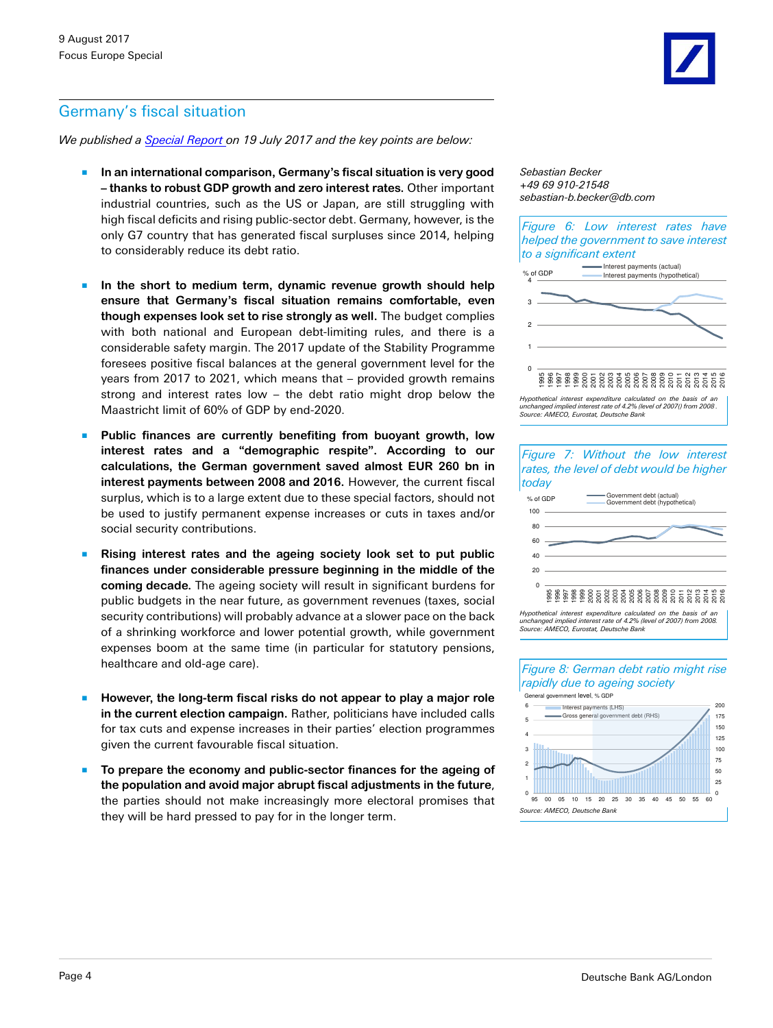## Germany's fiscal situation

*We published a Special Report on 19 July 2017 and the key points are below:*

- **In an international comparison, Germany's fiscal situation is very good – thanks to robust GDP growth and zero interest rates.** Other important industrial countries, such as the US or Japan, are still struggling with high fiscal deficits and rising public-sector debt. Germany, however, is the only G7 country that has generated fiscal surpluses since 2014, helping to considerably reduce its debt ratio.

- **In the short to medium term, dynamic revenue growth should help ensure that Germany's fiscal situation remains comfortable, even though expenses look set to rise strongly as well.** The budget complies with both national and European debt-limiting rules, and there is a considerable safety margin. The 2017 update of the Stability Programme foresees positive fiscal balances at the general government level for the years from 2017 to 2021, which means that – provided growth remains strong and interest rates low – the debt ratio might drop below the Maastricht limit of 60% of GDP by end-2020.

- **Public finances are currently benefiting from buoyant growth, low interest rates and a "demographic respite". According to our calculations, the German government saved almost EUR 260 bn in interest payments between 2008 and 2016.** However, the current fiscal surplus, which is to a large extent due to these special factors, should not be used to justify permanent expense increases or cuts in taxes and/or social security contributions.

- **Rising interest rates and the ageing society look set to put public finances under considerable pressure beginning in the middle of the coming decade.** The ageing society will result in significant burdens for public budgets in the near future, as government revenues (taxes, social security contributions) will probably advance at a slower pace on the back of a shrinking workforce and lower potential growth, while government expenses boom at the same time (in particular for statutory pensions, healthcare and old-age care).

- **However, the long-term fiscal risks do not appear to play a major role in the current election campaign.** Rather, politicians have included calls for tax cuts and expense increases in their parties' election programmes given the current favourable fiscal situation.

- **To prepare the economy and public-sector finances for the ageing of the population and avoid major abrupt fiscal adjustments in the future**, the parties should not make increasingly more electoral promises that they will be hard pressed to pay for in the longer term.

*Sebastian Becker*
*+49 69 910-21548*
*sebastian-b.becker@db.com*

*Figure 6: Low interest rates have helped the government to save interest to a significant extent*

*Hypothetical interest expenditure calculated on the basis of an unchanged implied interest rate of 4.2% (level of 2007() from 2008.*
*Source: AMECO, Eurostat, Deutsche Bank*

*Figure 7: Without the low interest rates, the level of debt would be higher today*

*Hypothetical interest expenditure calculated on the basis of an unchanged implied interest rate of 4.2% (level of 2007) from 2008.*
*Source: AMECO, Eurostat, Deutsche Bank*

*Figure 8: German debt ratio might rise rapidly due to ageing society*

*Source: AMECO, Deutsche Bank*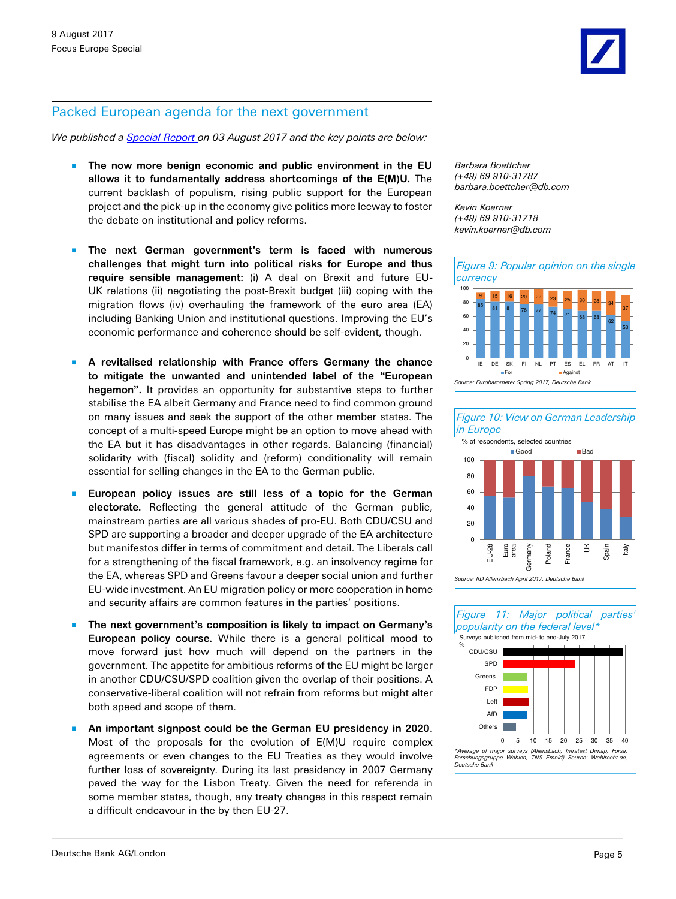## Packed European agenda for the next government

*We published a [Special Report](Special Report) on 03 August 2017 and the key points are below:*

- **The now more benign economic and public environment in the EU allows it to fundamentally address shortcomings of the E(M)U.** The current backlash of populism, rising public support for the European project and the pick-up in the economy give politics more leeway to foster the debate on institutional and policy reforms.

- **The next German government's term is faced with numerous challenges that might turn into political risks for Europe and thus require sensible management:** (i) A deal on Brexit and future EU-UK relations (ii) negotiating the post-Brexit budget (iii) coping with the migration flows (iv) overhauling the framework of the euro area (EA) including Banking Union and institutional questions. Improving the EU's economic performance and coherence should be self-evident, though.

- **A revitalised relationship with France offers Germany the chance to mitigate the unwanted and unintended label of the "European hegemon".** It provides an opportunity for substantive steps to further stabilise the EA albeit Germany and France need to find common ground on many issues and seek the support of the other member states. The concept of a multi-speed Europe might be an option to move ahead with the EA but it has disadvantages in other regards. Balancing (financial) solidarity with (fiscal) solidity and (reform) conditionality will remain essential for selling changes in the EA to the German public.

- **European policy issues are still less of a topic for the German electorate.** Reflecting the general attitude of the German public, mainstream parties are all various shades of pro-EU. Both CDU/CSU and SPD are supporting a broader and deeper upgrade of the EA architecture but manifestos differ in terms of commitment and detail. The Liberals call for a strengthening of the fiscal framework, e.g. an insolvency regime for the EA, whereas SPD and Greens favour a deeper social union and further EU-wide investment. An EU migration policy or more cooperation in home and security affairs are common features in the parties' positions.

- **The next government's composition is likely to impact on Germany's European policy course.** While there is a general political mood to move forward just how much will depend on the partners in the government. The appetite for ambitious reforms of the EU might be larger in another CDU/CSU/SPD coalition given the overlap of their positions. A conservative-liberal coalition will not refrain from reforms but might alter both speed and scope of them.

- **An important signpost could be the German EU presidency in 2020.** Most of the proposals for the evolution of E(M)U require complex agreements or even changes to the EU Treaties as they would involve further loss of sovereignty. During its last presidency in 2007 Germany paved the way for the Lisbon Treaty. Given the need for referenda in some member states, though, any treaty changes in this respect remain a difficult endeavour in the by then EU-27.

*Barbara Boettcher*
*(+49) 69 910-31787*
*barbara.boettcher@db.com*

*Kevin Koerner*
*(+49) 69 910-31718*
*kevin.koerner@db.com*

*Figure 9: Popular opinion on the single currency*

| | IE | DE | SK | FI | NL | PT | ES | EL | FR | AT | IT |
|---|---|---|---|---|---|---|---|---|---|---|---|
| For | 85 | 81 | 81 | 78 | 77 | 74 | 71 | 68 | 68 | 62 | 53 |
| Against | 9 | 15 | 16 | 20 | 22 | 23 | 25 | 30 | 28 | 34 | 37 |

*Source: Eurobarometer Spring 2017, Deutsche Bank*

*Figure 10: View on German Leadership in Europe*

% of respondents, selected countries; Good / Bad — EU-28, Euro area, Germany, Poland, France, UK, Spain, Italy

*Source: IfD Allensbach April 2017, Deutsche Bank*

*Figure 11: Major political parties' popularity on the federal level\**

Surveys published from mid- to end-July 2017, % — CDU/CSU, SPD, Greens, FDP, Left, AfD, Others

*\*Average of major surveys (Allensbach, Infratest Dimap, Forsa, Forschungsgruppe Wahlen, TNS Emnid) Source: Wahlrecht.de, Deutsche Bank*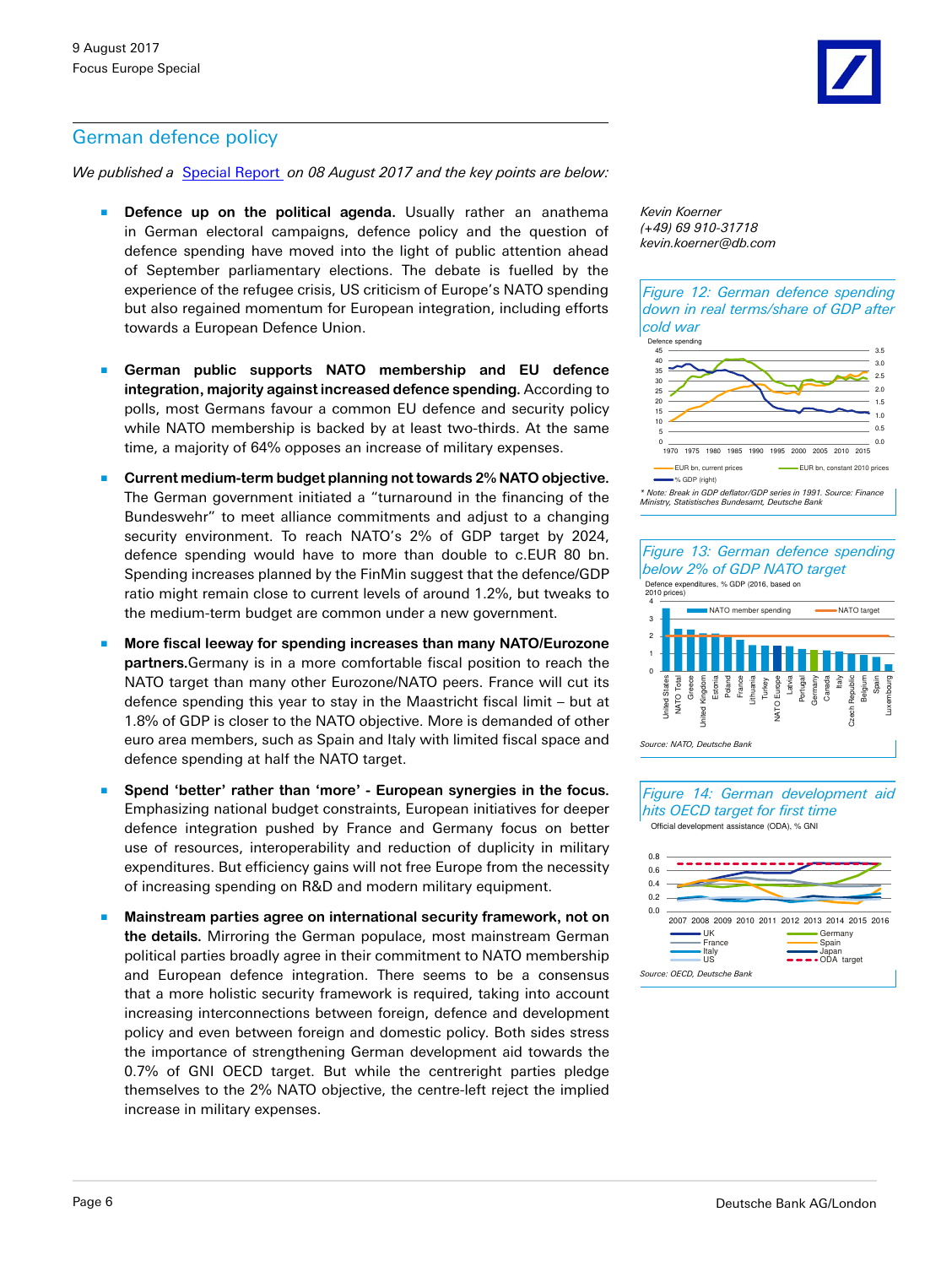## German defence policy

*We published a* [Special Report](#) *on 08 August 2017 and the key points are below:*

- **Defence up on the political agenda.** Usually rather an anathema in German electoral campaigns, defence policy and the question of defence spending have moved into the light of public attention ahead of September parliamentary elections. The debate is fuelled by the experience of the refugee crisis, US criticism of Europe's NATO spending but also regained momentum for European integration, including efforts towards a European Defence Union.

- **German public supports NATO membership and EU defence integration, majority against increased defence spending.** According to polls, most Germans favour a common EU defence and security policy while NATO membership is backed by at least two-thirds. At the same time, a majority of 64% opposes an increase of military expenses.

- **Current medium-term budget planning not towards 2% NATO objective.** The German government initiated a "turnaround in the financing of the Bundeswehr" to meet alliance commitments and adjust to a changing security environment. To reach NATO's 2% of GDP target by 2024, defence spending would have to more than double to c.EUR 80 bn. Spending increases planned by the FinMin suggest that the defence/GDP ratio might remain close to current levels of around 1.2%, but tweaks to the medium-term budget are common under a new government.

- **More fiscal leeway for spending increases than many NATO/Eurozone partners.** Germany is in a more comfortable fiscal position to reach the NATO target than many other Eurozone/NATO peers. France will cut its defence spending this year to stay in the Maastricht fiscal limit – but at 1.8% of GDP is closer to the NATO objective. More is demanded of other euro area members, such as Spain and Italy with limited fiscal space and defence spending at half the NATO target.

- **Spend 'better' rather than 'more' - European synergies in the focus.** Emphasizing national budget constraints, European initiatives for deeper defence integration pushed by France and Germany focus on better use of resources, interoperability and reduction of duplicity in military expenditures. But efficiency gains will not free Europe from the necessity of increasing spending on R&D and modern military equipment.

- **Mainstream parties agree on international security framework, not on the details.** Mirroring the German populace, most mainstream German political parties broadly agree in their commitment to NATO membership and European defence integration. There seems to be a consensus that a more holistic security framework is required, taking into account increasing interconnections between foreign, defence and development policy and even between foreign and domestic policy. Both sides stress the importance of strengthening German development aid towards the 0.7% of GNI OECD target. But while the centreright parties pledge themselves to the 2% NATO objective, the centre-left reject the implied increase in military expenses.

*Kevin Koerner*
*(+49) 69 910-31718*
*kevin.koerner@db.com*

*Figure 12: German defence spending down in real terms/share of GDP after cold war*

Defence spending

Legend: EUR bn, current prices; EUR bn, constant 2010 prices; % GDP (right)

*\* Note: Break in GDP deflator/GDP series in 1991. Source: Finance Ministry, Statistisches Bundesamt, Deutsche Bank*

*Figure 13: German defence spending below 2% of GDP NATO target*

Defence expenditures, % GDP (2016, based on 2010 prices)

Legend: NATO member spending; NATO target

*Source: NATO, Deutsche Bank*

*Figure 14: German development aid hits OECD target for first time*

Official development assistance (ODA), % GNI

Legend: UK; Germany; France; Spain; Italy; Japan; US; ODA target

*Source: OECD, Deutsche Bank*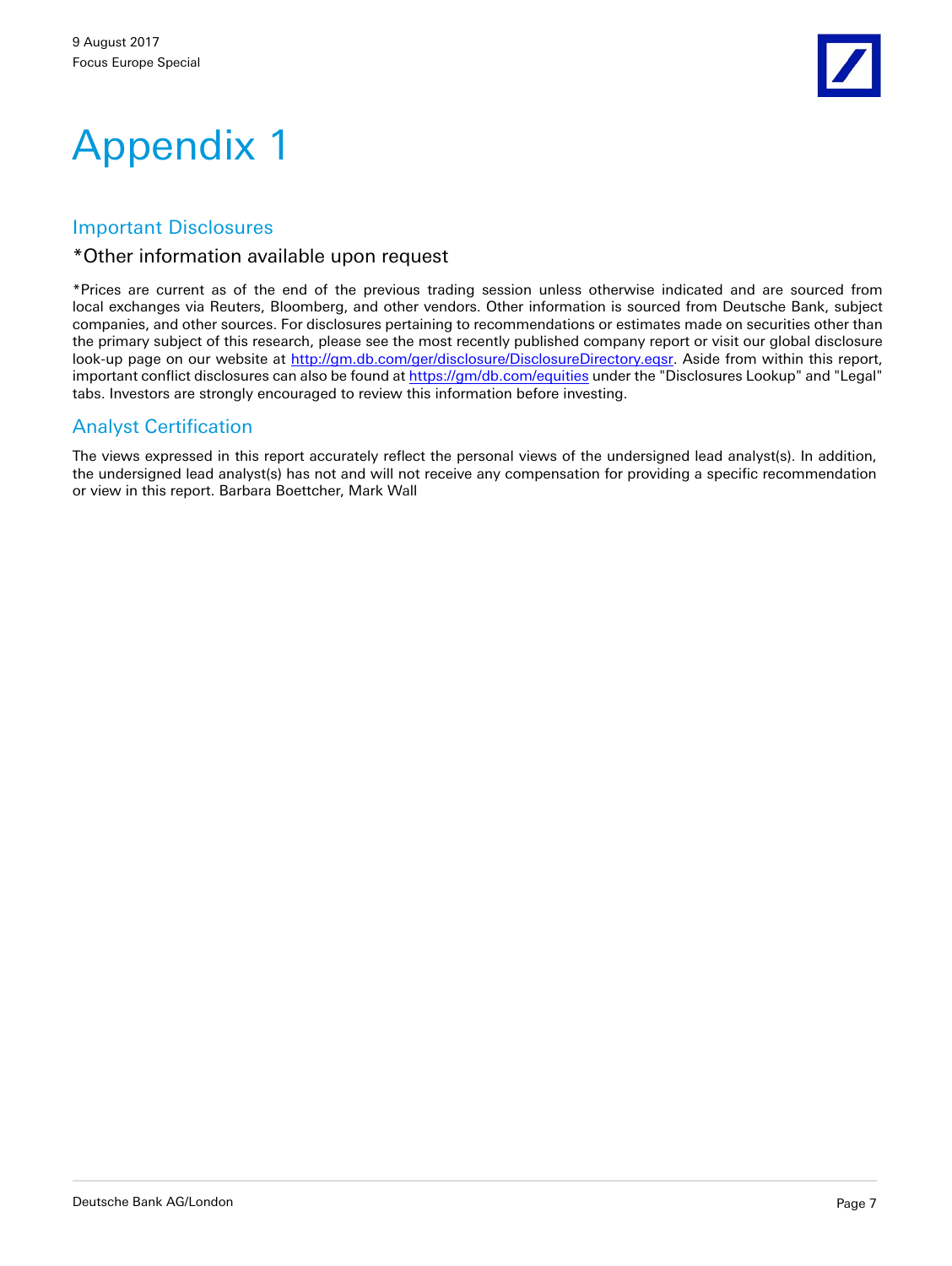# Appendix 1

## Important Disclosures

### *Other information available upon request

*Prices are current as of the end of the previous trading session unless otherwise indicated and are sourced from local exchanges via Reuters, Bloomberg, and other vendors. Other information is sourced from Deutsche Bank, subject companies, and other sources. For disclosures pertaining to recommendations or estimates made on securities other than the primary subject of this research, please see the most recently published company report or visit our global disclosure look-up page on our website at http://gm.db.com/ger/disclosure/DisclosureDirectory.eqsr. Aside from within this report, important conflict disclosures can also be found at https://gm/db.com/equities under the "Disclosures Lookup" and "Legal" tabs. Investors are strongly encouraged to review this information before investing.

## Analyst Certification

The views expressed in this report accurately reflect the personal views of the undersigned lead analyst(s). In addition, the undersigned lead analyst(s) has not and will not receive any compensation for providing a specific recommendation or view in this report. Barbara Boettcher, Mark Wall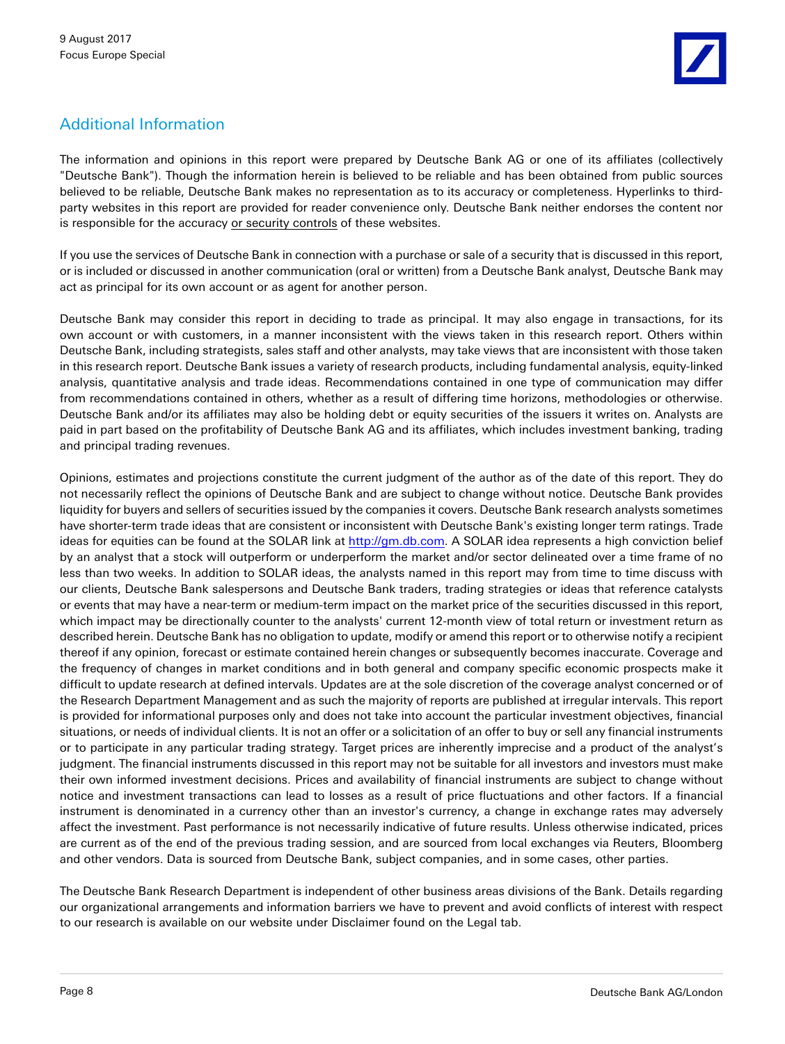## Additional Information

The information and opinions in this report were prepared by Deutsche Bank AG or one of its affiliates (collectively "Deutsche Bank"). Though the information herein is believed to be reliable and has been obtained from public sources believed to be reliable, Deutsche Bank makes no representation as to its accuracy or completeness. Hyperlinks to third-party websites in this report are provided for reader convenience only. Deutsche Bank neither endorses the content nor is responsible for the accuracy or security controls of these websites.

If you use the services of Deutsche Bank in connection with a purchase or sale of a security that is discussed in this report, or is included or discussed in another communication (oral or written) from a Deutsche Bank analyst, Deutsche Bank may act as principal for its own account or as agent for another person.

Deutsche Bank may consider this report in deciding to trade as principal. It may also engage in transactions, for its own account or with customers, in a manner inconsistent with the views taken in this research report. Others within Deutsche Bank, including strategists, sales staff and other analysts, may take views that are inconsistent with those taken in this research report. Deutsche Bank issues a variety of research products, including fundamental analysis, equity-linked analysis, quantitative analysis and trade ideas. Recommendations contained in one type of communication may differ from recommendations contained in others, whether as a result of differing time horizons, methodologies or otherwise. Deutsche Bank and/or its affiliates may also be holding debt or equity securities of the issuers it writes on. Analysts are paid in part based on the profitability of Deutsche Bank AG and its affiliates, which includes investment banking, trading and principal trading revenues.

Opinions, estimates and projections constitute the current judgment of the author as of the date of this report. They do not necessarily reflect the opinions of Deutsche Bank and are subject to change without notice. Deutsche Bank provides liquidity for buyers and sellers of securities issued by the companies it covers. Deutsche Bank research analysts sometimes have shorter-term trade ideas that are consistent or inconsistent with Deutsche Bank's existing longer term ratings. Trade ideas for equities can be found at the SOLAR link at http://gm.db.com. A SOLAR idea represents a high conviction belief by an analyst that a stock will outperform or underperform the market and/or sector delineated over a time frame of no less than two weeks. In addition to SOLAR ideas, the analysts named in this report may from time to time discuss with our clients, Deutsche Bank salespersons and Deutsche Bank traders, trading strategies or ideas that reference catalysts or events that may have a near-term or medium-term impact on the market price of the securities discussed in this report, which impact may be directionally counter to the analysts' current 12-month view of total return or investment return as described herein. Deutsche Bank has no obligation to update, modify or amend this report or to otherwise notify a recipient thereof if any opinion, forecast or estimate contained herein changes or subsequently becomes inaccurate. Coverage and the frequency of changes in market conditions and in both general and company specific economic prospects make it difficult to update research at defined intervals. Updates are at the sole discretion of the coverage analyst concerned or of the Research Department Management and as such the majority of reports are published at irregular intervals. This report is provided for informational purposes only and does not take into account the particular investment objectives, financial situations, or needs of individual clients. It is not an offer or a solicitation of an offer to buy or sell any financial instruments or to participate in any particular trading strategy. Target prices are inherently imprecise and a product of the analyst's judgment. The financial instruments discussed in this report may not be suitable for all investors and investors must make their own informed investment decisions. Prices and availability of financial instruments are subject to change without notice and investment transactions can lead to losses as a result of price fluctuations and other factors. If a financial instrument is denominated in a currency other than an investor's currency, a change in exchange rates may adversely affect the investment. Past performance is not necessarily indicative of future results. Unless otherwise indicated, prices are current as of the end of the previous trading session, and are sourced from local exchanges via Reuters, Bloomberg and other vendors. Data is sourced from Deutsche Bank, subject companies, and in some cases, other parties.

The Deutsche Bank Research Department is independent of other business areas divisions of the Bank. Details regarding our organizational arrangements and information barriers we have to prevent and avoid conflicts of interest with respect to our research is available on our website under Disclaimer found on the Legal tab.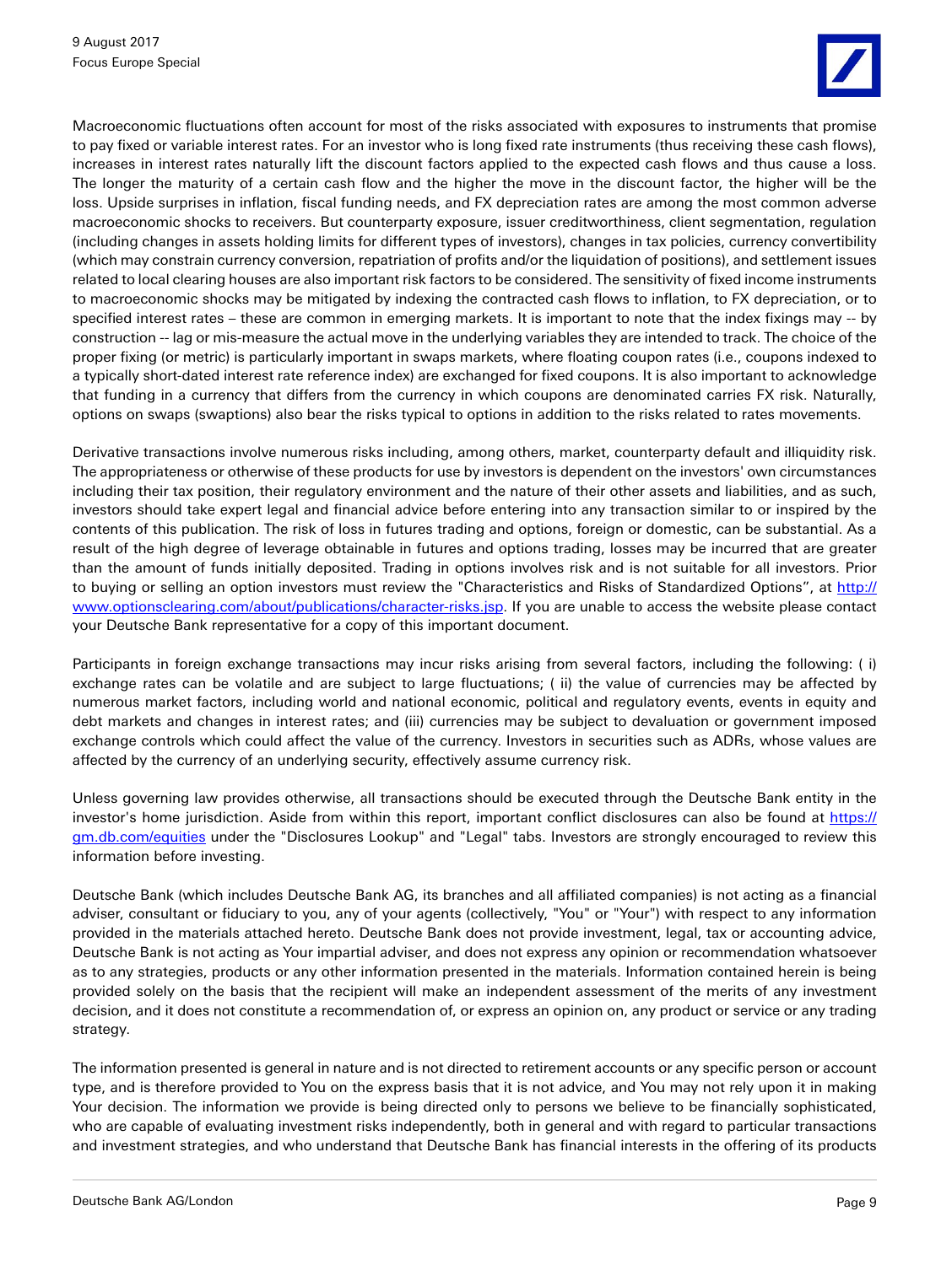Macroeconomic fluctuations often account for most of the risks associated with exposures to instruments that promise to pay fixed or variable interest rates. For an investor who is long fixed rate instruments (thus receiving these cash flows), increases in interest rates naturally lift the discount factors applied to the expected cash flows and thus cause a loss. The longer the maturity of a certain cash flow and the higher the move in the discount factor, the higher will be the loss. Upside surprises in inflation, fiscal funding needs, and FX depreciation rates are among the most common adverse macroeconomic shocks to receivers. But counterparty exposure, issuer creditworthiness, client segmentation, regulation (including changes in assets holding limits for different types of investors), changes in tax policies, currency convertibility (which may constrain currency conversion, repatriation of profits and/or the liquidation of positions), and settlement issues related to local clearing houses are also important risk factors to be considered. The sensitivity of fixed income instruments to macroeconomic shocks may be mitigated by indexing the contracted cash flows to inflation, to FX depreciation, or to specified interest rates – these are common in emerging markets. It is important to note that the index fixings may -- by construction -- lag or mis-measure the actual move in the underlying variables they are intended to track. The choice of the proper fixing (or metric) is particularly important in swaps markets, where floating coupon rates (i.e., coupons indexed to a typically short-dated interest rate reference index) are exchanged for fixed coupons. It is also important to acknowledge that funding in a currency that differs from the currency in which coupons are denominated carries FX risk. Naturally, options on swaps (swaptions) also bear the risks typical to options in addition to the risks related to rates movements.

Derivative transactions involve numerous risks including, among others, market, counterparty default and illiquidity risk. The appropriateness or otherwise of these products for use by investors is dependent on the investors' own circumstances including their tax position, their regulatory environment and the nature of their other assets and liabilities, and as such, investors should take expert legal and financial advice before entering into any transaction similar to or inspired by the contents of this publication. The risk of loss in futures trading and options, foreign or domestic, can be substantial. As a result of the high degree of leverage obtainable in futures and options trading, losses may be incurred that are greater than the amount of funds initially deposited. Trading in options involves risk and is not suitable for all investors. Prior to buying or selling an option investors must review the "Characteristics and Risks of Standardized Options", at [http://www.optionsclearing.com/about/publications/character-risks.jsp](http://www.optionsclearing.com/about/publications/character-risks.jsp). If you are unable to access the website please contact your Deutsche Bank representative for a copy of this important document.

Participants in foreign exchange transactions may incur risks arising from several factors, including the following: ( i) exchange rates can be volatile and are subject to large fluctuations; ( ii) the value of currencies may be affected by numerous market factors, including world and national economic, political and regulatory events, events in equity and debt markets and changes in interest rates; and (iii) currencies may be subject to devaluation or government imposed exchange controls which could affect the value of the currency. Investors in securities such as ADRs, whose values are affected by the currency of an underlying security, effectively assume currency risk.

Unless governing law provides otherwise, all transactions should be executed through the Deutsche Bank entity in the investor's home jurisdiction. Aside from within this report, important conflict disclosures can also be found at [https://gm.db.com/equities](https://gm.db.com/equities) under the "Disclosures Lookup" and "Legal" tabs. Investors are strongly encouraged to review this information before investing.

Deutsche Bank (which includes Deutsche Bank AG, its branches and all affiliated companies) is not acting as a financial adviser, consultant or fiduciary to you, any of your agents (collectively, "You" or "Your") with respect to any information provided in the materials attached hereto. Deutsche Bank does not provide investment, legal, tax or accounting advice, Deutsche Bank is not acting as Your impartial adviser, and does not express any opinion or recommendation whatsoever as to any strategies, products or any other information presented in the materials. Information contained herein is being provided solely on the basis that the recipient will make an independent assessment of the merits of any investment decision, and it does not constitute a recommendation of, or express an opinion on, any product or service or any trading strategy.

The information presented is general in nature and is not directed to retirement accounts or any specific person or account type, and is therefore provided to You on the express basis that it is not advice, and You may not rely upon it in making Your decision. The information we provide is being directed only to persons we believe to be financially sophisticated, who are capable of evaluating investment risks independently, both in general and with regard to particular transactions and investment strategies, and who understand that Deutsche Bank has financial interests in the offering of its products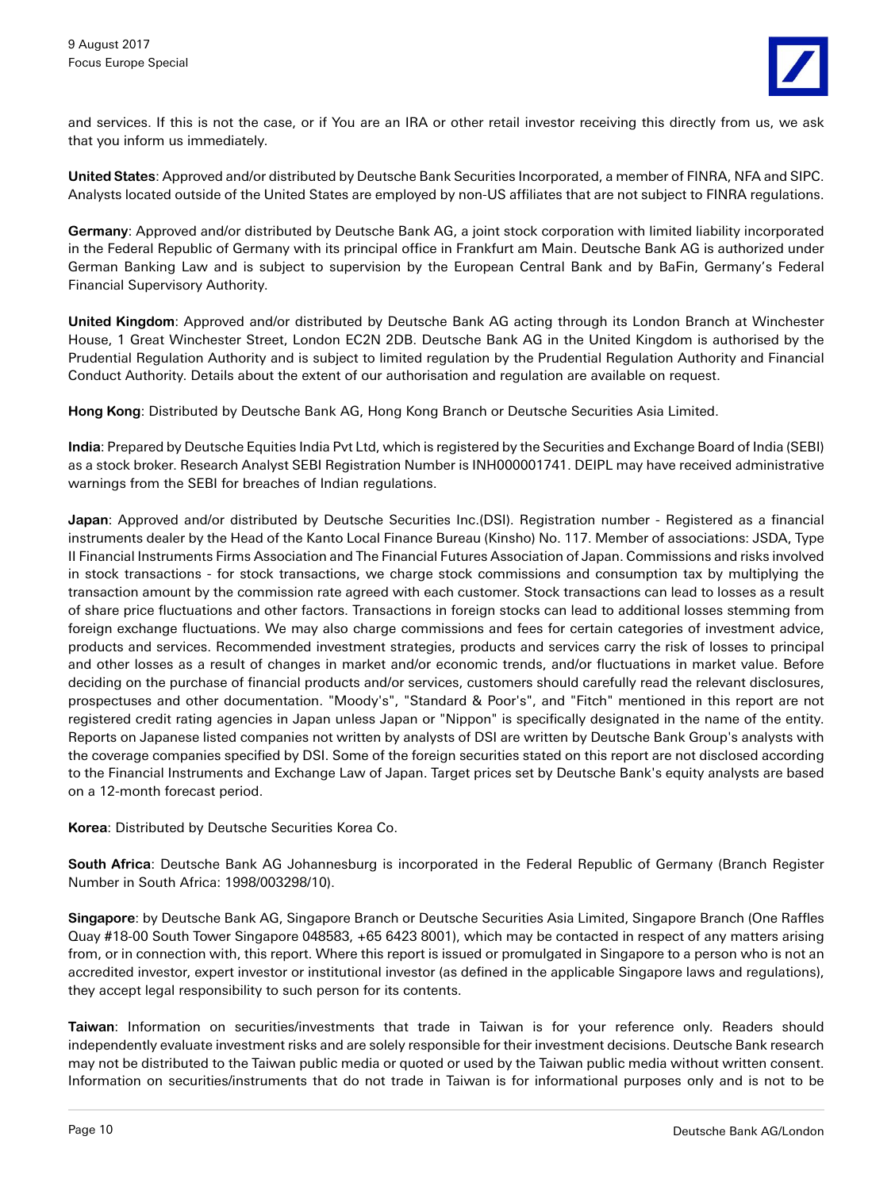and services. If this is not the case, or if You are an IRA or other retail investor receiving this directly from us, we ask that you inform us immediately.

**United States**: Approved and/or distributed by Deutsche Bank Securities Incorporated, a member of FINRA, NFA and SIPC. Analysts located outside of the United States are employed by non-US affiliates that are not subject to FINRA regulations.

**Germany**: Approved and/or distributed by Deutsche Bank AG, a joint stock corporation with limited liability incorporated in the Federal Republic of Germany with its principal office in Frankfurt am Main. Deutsche Bank AG is authorized under German Banking Law and is subject to supervision by the European Central Bank and by BaFin, Germany's Federal Financial Supervisory Authority.

**United Kingdom**: Approved and/or distributed by Deutsche Bank AG acting through its London Branch at Winchester House, 1 Great Winchester Street, London EC2N 2DB. Deutsche Bank AG in the United Kingdom is authorised by the Prudential Regulation Authority and is subject to limited regulation by the Prudential Regulation Authority and Financial Conduct Authority. Details about the extent of our authorisation and regulation are available on request.

**Hong Kong**: Distributed by Deutsche Bank AG, Hong Kong Branch or Deutsche Securities Asia Limited.

**India**: Prepared by Deutsche Equities India Pvt Ltd, which is registered by the Securities and Exchange Board of India (SEBI) as a stock broker. Research Analyst SEBI Registration Number is INH000001741. DEIPL may have received administrative warnings from the SEBI for breaches of Indian regulations.

**Japan**: Approved and/or distributed by Deutsche Securities Inc.(DSI). Registration number - Registered as a financial instruments dealer by the Head of the Kanto Local Finance Bureau (Kinsho) No. 117. Member of associations: JSDA, Type II Financial Instruments Firms Association and The Financial Futures Association of Japan. Commissions and risks involved in stock transactions - for stock transactions, we charge stock commissions and consumption tax by multiplying the transaction amount by the commission rate agreed with each customer. Stock transactions can lead to losses as a result of share price fluctuations and other factors. Transactions in foreign stocks can lead to additional losses stemming from foreign exchange fluctuations. We may also charge commissions and fees for certain categories of investment advice, products and services. Recommended investment strategies, products and services carry the risk of losses to principal and other losses as a result of changes in market and/or economic trends, and/or fluctuations in market value. Before deciding on the purchase of financial products and/or services, customers should carefully read the relevant disclosures, prospectuses and other documentation. "Moody's", "Standard & Poor's", and "Fitch" mentioned in this report are not registered credit rating agencies in Japan unless Japan or "Nippon" is specifically designated in the name of the entity. Reports on Japanese listed companies not written by analysts of DSI are written by Deutsche Bank Group's analysts with the coverage companies specified by DSI. Some of the foreign securities stated on this report are not disclosed according to the Financial Instruments and Exchange Law of Japan. Target prices set by Deutsche Bank's equity analysts are based on a 12-month forecast period.

**Korea**: Distributed by Deutsche Securities Korea Co.

**South Africa**: Deutsche Bank AG Johannesburg is incorporated in the Federal Republic of Germany (Branch Register Number in South Africa: 1998/003298/10).

**Singapore**: by Deutsche Bank AG, Singapore Branch or Deutsche Securities Asia Limited, Singapore Branch (One Raffles Quay #18-00 South Tower Singapore 048583, +65 6423 8001), which may be contacted in respect of any matters arising from, or in connection with, this report. Where this report is issued or promulgated in Singapore to a person who is not an accredited investor, expert investor or institutional investor (as defined in the applicable Singapore laws and regulations), they accept legal responsibility to such person for its contents.

**Taiwan**: Information on securities/investments that trade in Taiwan is for your reference only. Readers should independently evaluate investment risks and are solely responsible for their investment decisions. Deutsche Bank research may not be distributed to the Taiwan public media or quoted or used by the Taiwan public media without written consent. Information on securities/instruments that do not trade in Taiwan is for informational purposes only and is not to be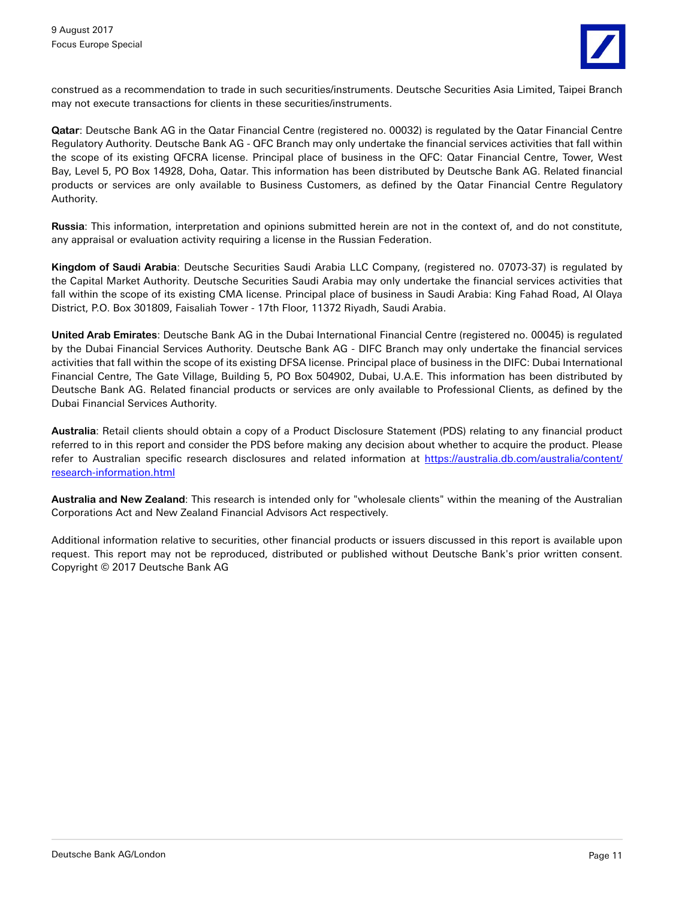construed as a recommendation to trade in such securities/instruments. Deutsche Securities Asia Limited, Taipei Branch may not execute transactions for clients in these securities/instruments.

**Qatar**: Deutsche Bank AG in the Qatar Financial Centre (registered no. 00032) is regulated by the Qatar Financial Centre Regulatory Authority. Deutsche Bank AG - QFC Branch may only undertake the financial services activities that fall within the scope of its existing QFCRA license. Principal place of business in the QFC: Qatar Financial Centre, Tower, West Bay, Level 5, PO Box 14928, Doha, Qatar. This information has been distributed by Deutsche Bank AG. Related financial products or services are only available to Business Customers, as defined by the Qatar Financial Centre Regulatory Authority.

**Russia**: This information, interpretation and opinions submitted herein are not in the context of, and do not constitute, any appraisal or evaluation activity requiring a license in the Russian Federation.

**Kingdom of Saudi Arabia**: Deutsche Securities Saudi Arabia LLC Company, (registered no. 07073-37) is regulated by the Capital Market Authority. Deutsche Securities Saudi Arabia may only undertake the financial services activities that fall within the scope of its existing CMA license. Principal place of business in Saudi Arabia: King Fahad Road, Al Olaya District, P.O. Box 301809, Faisaliah Tower - 17th Floor, 11372 Riyadh, Saudi Arabia.

**United Arab Emirates**: Deutsche Bank AG in the Dubai International Financial Centre (registered no. 00045) is regulated by the Dubai Financial Services Authority. Deutsche Bank AG - DIFC Branch may only undertake the financial services activities that fall within the scope of its existing DFSA license. Principal place of business in the DIFC: Dubai International Financial Centre, The Gate Village, Building 5, PO Box 504902, Dubai, U.A.E. This information has been distributed by Deutsche Bank AG. Related financial products or services are only available to Professional Clients, as defined by the Dubai Financial Services Authority.

**Australia**: Retail clients should obtain a copy of a Product Disclosure Statement (PDS) relating to any financial product referred to in this report and consider the PDS before making any decision about whether to acquire the product. Please refer to Australian specific research disclosures and related information at https://australia.db.com/australia/content/research-information.html

**Australia and New Zealand**: This research is intended only for "wholesale clients" within the meaning of the Australian Corporations Act and New Zealand Financial Advisors Act respectively.

Additional information relative to securities, other financial products or issuers discussed in this report is available upon request. This report may not be reproduced, distributed or published without Deutsche Bank's prior written consent. Copyright © 2017 Deutsche Bank AG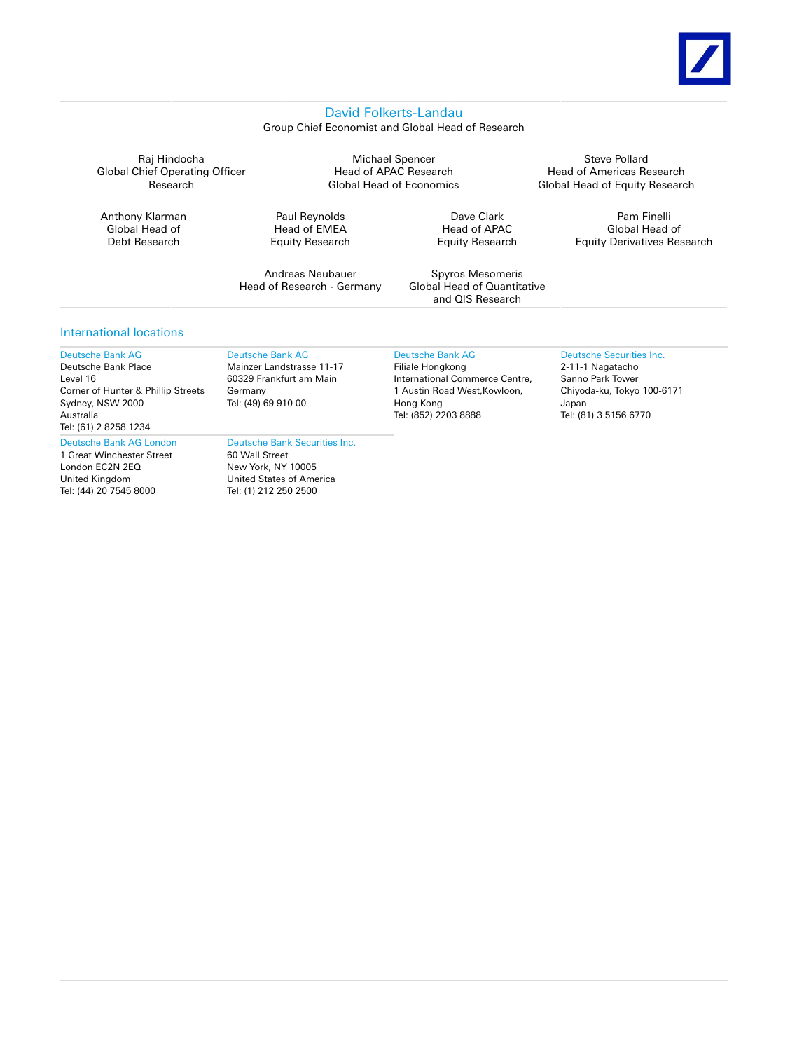**David Folkerts-Landau**
Group Chief Economist and Global Head of Research

Raj Hindocha
Global Chief Operating Officer
Research

Michael Spencer
Head of APAC Research
Global Head of Economics

Steve Pollard
Head of Americas Research
Global Head of Equity Research

Anthony Klarman
Global Head of
Debt Research

Paul Reynolds
Head of EMEA
Equity Research

Dave Clark
Head of APAC
Equity Research

Pam Finelli
Global Head of
Equity Derivatives Research

Andreas Neubauer
Head of Research - Germany

Spyros Mesomeris
Global Head of Quantitative
and QIS Research

## International locations

**Deutsche Bank AG**
Deutsche Bank Place
Level 16
Corner of Hunter & Phillip Streets
Sydney, NSW 2000
Australia
Tel: (61) 2 8258 1234

**Deutsche Bank AG**
Mainzer Landstrasse 11-17
60329 Frankfurt am Main
Germany
Tel: (49) 69 910 00

**Deutsche Bank AG**
Filiale Hongkong
International Commerce Centre,
1 Austin Road West,Kowloon,
Hong Kong
Tel: (852) 2203 8888

**Deutsche Securities Inc.**
2-11-1 Nagatacho
Sanno Park Tower
Chiyoda-ku, Tokyo 100-6171
Japan
Tel: (81) 3 5156 6770

**Deutsche Bank AG London**
1 Great Winchester Street
London EC2N 2EQ
United Kingdom
Tel: (44) 20 7545 8000

**Deutsche Bank Securities Inc.**
60 Wall Street
New York, NY 10005
United States of America
Tel: (1) 212 250 2500